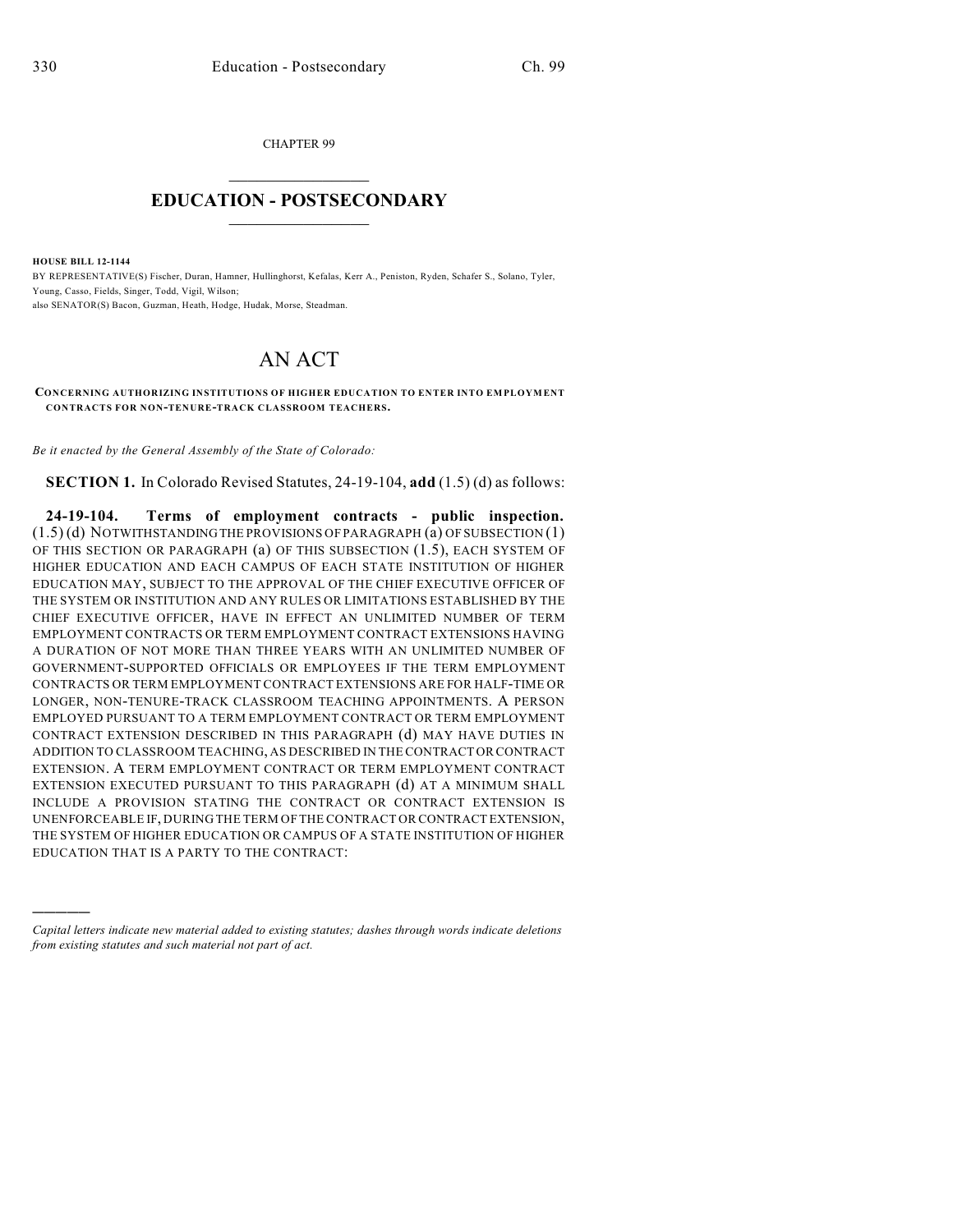CHAPTER 99

# EDUCATION - POSTSECONDARY

**HOUSE BILL 12-1144**

BY REPRESENTATIVE(S) Fischer, Duran, Hamner, Hullinghorst, Kefalas, Kerr A., Peniston, Ryden, Schafer S., Solano, Tyler, Young, Casso, Fields, Singer, Todd, Vigil, Wilson;
also SENATOR(S) Bacon, Guzman, Heath, Hodge, Hudak, Morse, Steadman.

# AN ACT

**CONCERNING AUTHORIZING INSTITUTIONS OF HIGHER EDUCATION TO ENTER INTO EMPLOYMENT CONTRACTS FOR NON-TENURE-TRACK CLASSROOM TEACHERS.**

*Be it enacted by the General Assembly of the State of Colorado:*

**SECTION 1.** In Colorado Revised Statutes, 24-19-104, **add** (1.5) (d) as follows:

**24-19-104. Terms of employment contracts - public inspection.** (1.5) (d) NOTWITHSTANDING THE PROVISIONS OF PARAGRAPH (a) OF SUBSECTION (1) OF THIS SECTION OR PARAGRAPH (a) OF THIS SUBSECTION (1.5), EACH SYSTEM OF HIGHER EDUCATION AND EACH CAMPUS OF EACH STATE INSTITUTION OF HIGHER EDUCATION MAY, SUBJECT TO THE APPROVAL OF THE CHIEF EXECUTIVE OFFICER OF THE SYSTEM OR INSTITUTION AND ANY RULES OR LIMITATIONS ESTABLISHED BY THE CHIEF EXECUTIVE OFFICER, HAVE IN EFFECT AN UNLIMITED NUMBER OF TERM EMPLOYMENT CONTRACTS OR TERM EMPLOYMENT CONTRACT EXTENSIONS HAVING A DURATION OF NOT MORE THAN THREE YEARS WITH AN UNLIMITED NUMBER OF GOVERNMENT-SUPPORTED OFFICIALS OR EMPLOYEES IF THE TERM EMPLOYMENT CONTRACTS OR TERM EMPLOYMENT CONTRACT EXTENSIONS ARE FOR HALF-TIME OR LONGER, NON-TENURE-TRACK CLASSROOM TEACHING APPOINTMENTS. A PERSON EMPLOYED PURSUANT TO A TERM EMPLOYMENT CONTRACT OR TERM EMPLOYMENT CONTRACT EXTENSION DESCRIBED IN THIS PARAGRAPH (d) MAY HAVE DUTIES IN ADDITION TO CLASSROOM TEACHING, AS DESCRIBED IN THE CONTRACT OR CONTRACT EXTENSION. A TERM EMPLOYMENT CONTRACT OR TERM EMPLOYMENT CONTRACT EXTENSION EXECUTED PURSUANT TO THIS PARAGRAPH (d) AT A MINIMUM SHALL INCLUDE A PROVISION STATING THE CONTRACT OR CONTRACT EXTENSION IS UNENFORCEABLE IF, DURING THE TERM OF THE CONTRACT OR CONTRACT EXTENSION, THE SYSTEM OF HIGHER EDUCATION OR CAMPUS OF A STATE INSTITUTION OF HIGHER EDUCATION THAT IS A PARTY TO THE CONTRACT:

---

*Capital letters indicate new material added to existing statutes; dashes through words indicate deletions from existing statutes and such material not part of act.*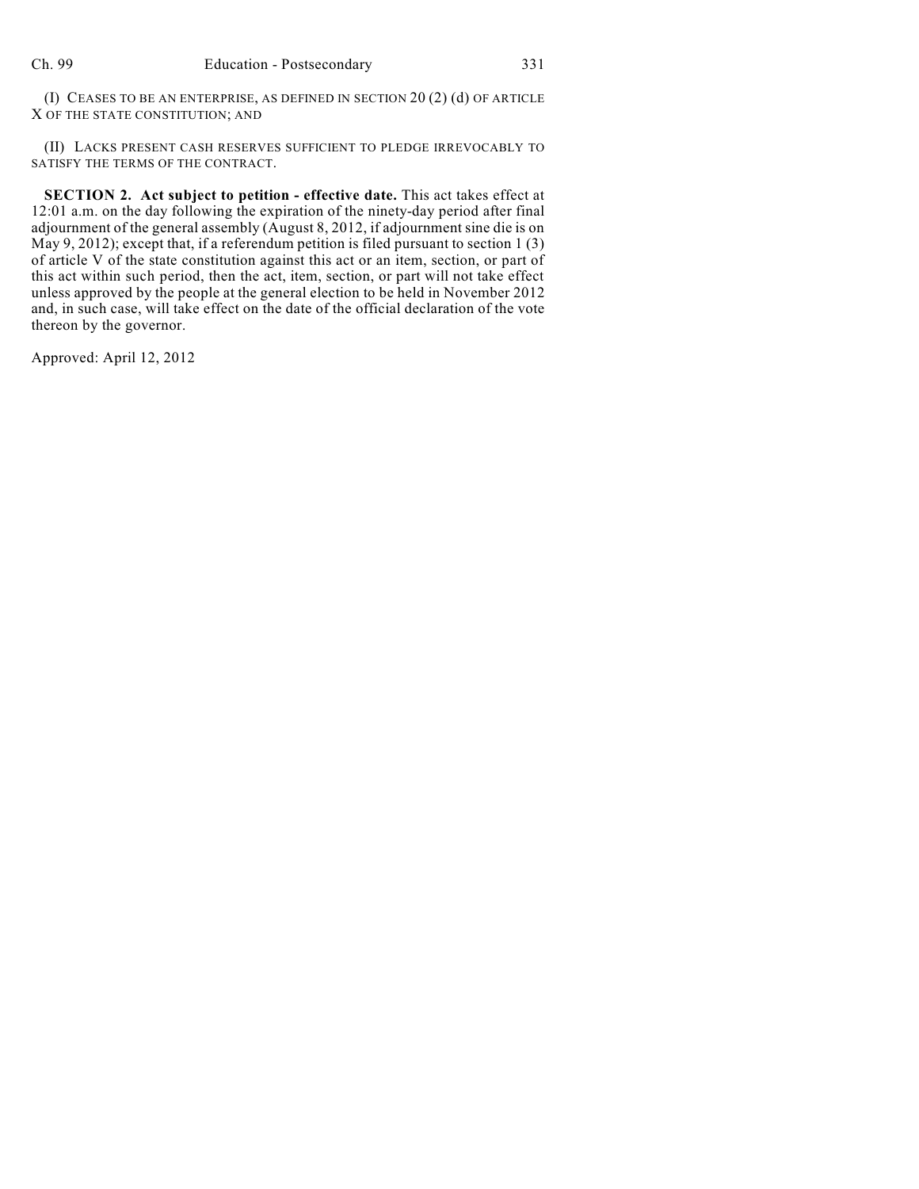(I) CEASES TO BE AN ENTERPRISE, AS DEFINED IN SECTION 20 (2) (d) OF ARTICLE X OF THE STATE CONSTITUTION; AND

(II) LACKS PRESENT CASH RESERVES SUFFICIENT TO PLEDGE IRREVOCABLY TO SATISFY THE TERMS OF THE CONTRACT.

**SECTION 2. Act subject to petition - effective date.** This act takes effect at 12:01 a.m. on the day following the expiration of the ninety-day period after final adjournment of the general assembly (August 8, 2012, if adjournment sine die is on May 9, 2012); except that, if a referendum petition is filed pursuant to section 1 (3) of article V of the state constitution against this act or an item, section, or part of this act within such period, then the act, item, section, or part will not take effect unless approved by the people at the general election to be held in November 2012 and, in such case, will take effect on the date of the official declaration of the vote thereon by the governor.

Approved: April 12, 2012